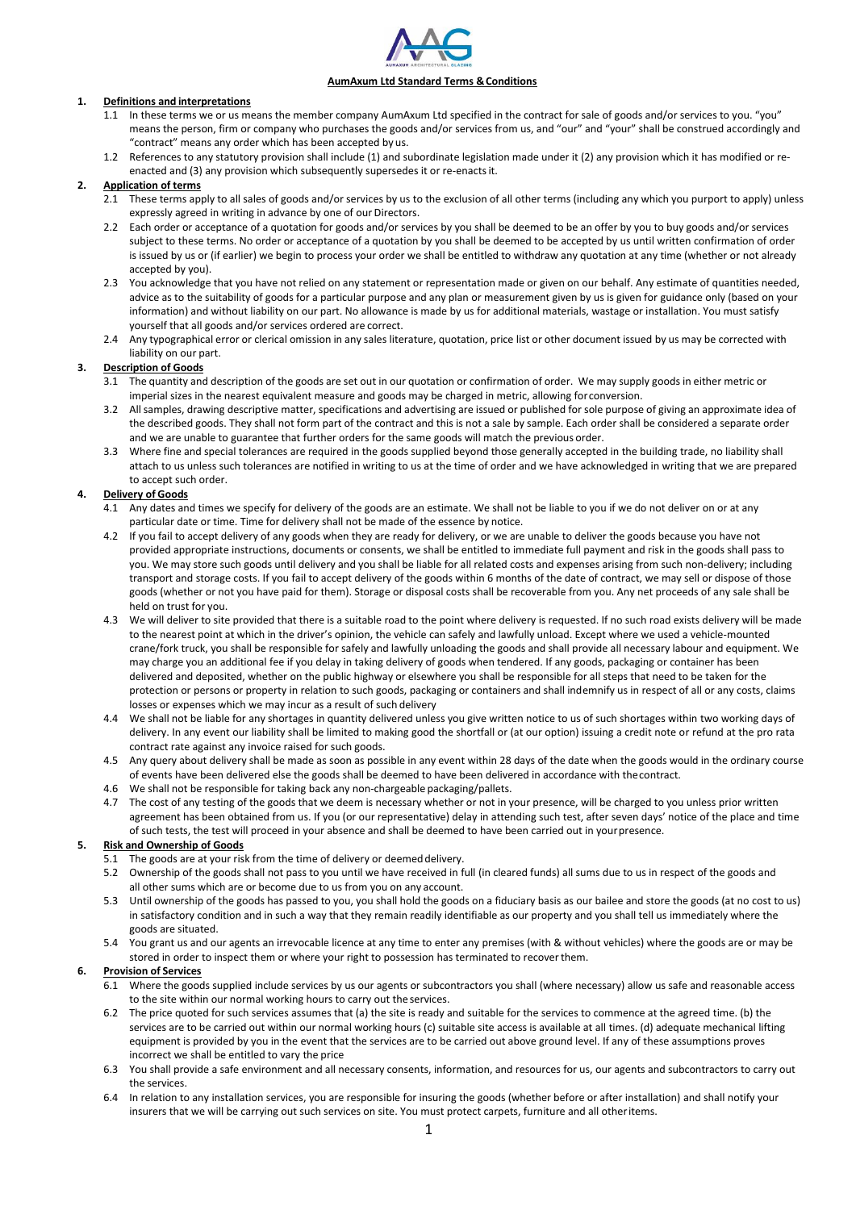# AumAxum Ltd Standard Terms & Conditions

## 1. Definitions and interpretations

1.1 In these terms we or us means the member company AumAxum Ltd specified in the contract for sale of goods and/or services to you. "you" means the person, firm or company who purchases the goods and/or services from us, and "our" and "your" shall be construed accordingly and "contract" means any order which has been accepted by us.

1.2 References to any statutory provision shall include (1) and subordinate legislation made under it (2) any provision which it has modified or re-enacted and (3) any provision which subsequently supersedes it or re-enacts it.

## 2. Application of terms

2.1 These terms apply to all sales of goods and/or services by us to the exclusion of all other terms (including any which you purport to apply) unless expressly agreed in writing in advance by one of our Directors.

2.2 Each order or acceptance of a quotation for goods and/or services by you shall be deemed to be an offer by you to buy goods and/or services subject to these terms. No order or acceptance of a quotation by you shall be deemed to be accepted by us until written confirmation of order is issued by us or (if earlier) we begin to process your order we shall be entitled to withdraw any quotation at any time (whether or not already accepted by you).

2.3 You acknowledge that you have not relied on any statement or representation made or given on our behalf. Any estimate of quantities needed, advice as to the suitability of goods for a particular purpose and any plan or measurement given by us is given for guidance only (based on your information) and without liability on our part. No allowance is made by us for additional materials, wastage or installation. You must satisfy yourself that all goods and/or services ordered are correct.

2.4 Any typographical error or clerical omission in any sales literature, quotation, price list or other document issued by us may be corrected with liability on our part.

## 3. Description of Goods

3.1 The quantity and description of the goods are set out in our quotation or confirmation of order. We may supply goods in either metric or imperial sizes in the nearest equivalent measure and goods may be charged in metric, allowing for conversion.

3.2 All samples, drawing descriptive matter, specifications and advertising are issued or published for sole purpose of giving an approximate idea of the described goods. They shall not form part of the contract and this is not a sale by sample. Each order shall be considered a separate order and we are unable to guarantee that further orders for the same goods will match the previous order.

3.3 Where fine and special tolerances are required in the goods supplied beyond those generally accepted in the building trade, no liability shall attach to us unless such tolerances are notified in writing to us at the time of order and we have acknowledged in writing that we are prepared to accept such order.

## 4. Delivery of Goods

4.1 Any dates and times we specify for delivery of the goods are an estimate. We shall not be liable to you if we do not deliver on or at any particular date or time. Time for delivery shall not be made of the essence by notice.

4.2 If you fail to accept delivery of any goods when they are ready for delivery, or we are unable to deliver the goods because you have not provided appropriate instructions, documents or consents, we shall be entitled to immediate full payment and risk in the goods shall pass to you. We may store such goods until delivery and you shall be liable for all related costs and expenses arising from such non-delivery; including transport and storage costs. If you fail to accept delivery of the goods within 6 months of the date of contract, we may sell or dispose of those goods (whether or not you have paid for them). Storage or disposal costs shall be recoverable from you. Any net proceeds of any sale shall be held on trust for you.

4.3 We will deliver to site provided that there is a suitable road to the point where delivery is requested. If no such road exists delivery will be made to the nearest point at which in the driver's opinion, the vehicle can safely and lawfully unload. Except where we used a vehicle-mounted crane/fork truck, you shall be responsible for safely and lawfully unloading the goods and shall provide all necessary labour and equipment. We may charge you an additional fee if you delay in taking delivery of goods when tendered. If any goods, packaging or container has been delivered and deposited, whether on the public highway or elsewhere you shall be responsible for all steps that need to be taken for the protection or persons or property in relation to such goods, packaging or containers and shall indemnify us in respect of all or any costs, claims losses or expenses which we may incur as a result of such delivery

4.4 We shall not be liable for any shortages in quantity delivered unless you give written notice to us of such shortages within two working days of delivery. In any event our liability shall be limited to making good the shortfall or (at our option) issuing a credit note or refund at the pro rata contract rate against any invoice raised for such goods.

4.5 Any query about delivery shall be made as soon as possible in any event within 28 days of the date when the goods would in the ordinary course of events have been delivered else the goods shall be deemed to have been delivered in accordance with the contract.

4.6 We shall not be responsible for taking back any non-chargeable packaging/pallets.

4.7 The cost of any testing of the goods that we deem is necessary whether or not in your presence, will be charged to you unless prior written agreement has been obtained from us. If you (or our representative) delay in attending such test, after seven days' notice of the place and time of such tests, the test will proceed in your absence and shall be deemed to have been carried out in your presence.

## 5. Risk and Ownership of Goods

5.1 The goods are at your risk from the time of delivery or deemed delivery.

5.2 Ownership of the goods shall not pass to you until we have received in full (in cleared funds) all sums due to us in respect of the goods and all other sums which are or become due to us from you on any account.

5.3 Until ownership of the goods has passed to you, you shall hold the goods on a fiduciary basis as our bailee and store the goods (at no cost to us) in satisfactory condition and in such a way that they remain readily identifiable as our property and you shall tell us immediately where the goods are situated.

5.4 You grant us and our agents an irrevocable licence at any time to enter any premises (with & without vehicles) where the goods are or may be stored in order to inspect them or where your right to possession has terminated to recover them.

## 6. Provision of Services

6.1 Where the goods supplied include services by us our agents or subcontractors you shall (where necessary) allow us safe and reasonable access to the site within our normal working hours to carry out the services.

6.2 The price quoted for such services assumes that (a) the site is ready and suitable for the services to commence at the agreed time. (b) the services are to be carried out within our normal working hours (c) suitable site access is available at all times. (d) adequate mechanical lifting equipment is provided by you in the event that the services are to be carried out above ground level. If any of these assumptions proves incorrect we shall be entitled to vary the price

6.3 You shall provide a safe environment and all necessary consents, information, and resources for us, our agents and subcontractors to carry out the services.

6.4 In relation to any installation services, you are responsible for insuring the goods (whether before or after installation) and shall notify your insurers that we will be carrying out such services on site. You must protect carpets, furniture and all other items.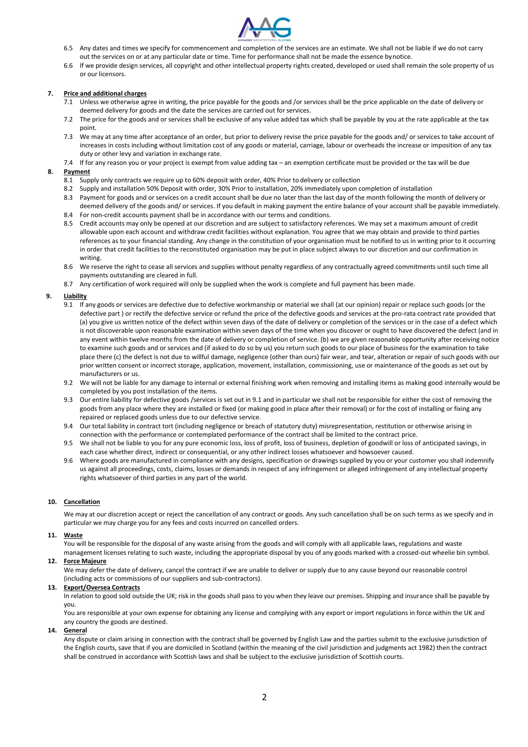6.5 Any dates and times we specify for commencement and completion of the services are an estimate. We shall not be liable if we do not carry out the services on or at any particular date or time. Time for performance shall not be made the essence bynotice.

6.6 If we provide design services, all copyright and other intellectual property rights created, developed or used shall remain the sole property of us or our licensors.

**7. Price and additional charges**

7.1 Unless we otherwise agree in writing, the price payable for the goods and /or services shall be the price applicable on the date of delivery or deemed delivery for goods and the date the services are carried out for services.

7.2 The price for the goods and or services shall be exclusive of any value added tax which shall be payable by you at the rate applicable at the tax point.

7.3 We may at any time after acceptance of an order, but prior to delivery revise the price payable for the goods and/ or services to take account of increases in costs including without limitation cost of any goods or material, carriage, labour or overheads the increase or imposition of any tax duty or other levy and variation in exchange rate.

7.4 If for any reason you or your project is exempt from value adding tax – an exemption certificate must be provided or the tax will be due

**8. Payment**

8.1 Supply only contracts we require up to 60% deposit with order, 40% Prior to delivery or collection

8.2 Supply and installation 50% Deposit with order, 30% Prior to installation, 20% immediately upon completion of installation

8.3 Payment for goods and or services on a credit account shall be due no later than the last day of the month following the month of delivery or deemed delivery of the goods and/ or services. If you default in making payment the entire balance of your account shall be payable immediately.

8.4 For non-credit accounts payment shall be in accordance with our terms and conditions.

8.5 Credit accounts may only be opened at our discretion and are subject to satisfactory references. We may set a maximum amount of credit allowable upon each account and withdraw credit facilities without explanation. You agree that we may obtain and provide to third parties references as to your financial standing. Any change in the constitution of your organisation must be notified to us in writing prior to it occurring in order that credit facilities to the reconstituted organisation may be put in place subject always to our discretion and our confirmation in writing.

8.6 We reserve the right to cease all services and supplies without penalty regardless of any contractually agreed commitments until such time all payments outstanding are cleared in full.

8.7 Any certification of work required will only be supplied when the work is complete and full payment has been made.

**9. Liability**

9.1 If any goods or services are defective due to defective workmanship or material we shall (at our opinion) repair or replace such goods (or the defective part ) or rectify the defective service or refund the price of the defective goods and services at the pro-rata contract rate provided that (a) you give us written notice of the defect within seven days of the date of delivery or completion of the services or in the case of a defect which is not discoverable upon reasonable examination within seven days of the time when you discover or ought to have discovered the defect (and in any event within twelve months from the date of delivery or completion of service. (b) we are given reasonable opportunity after receiving notice to examine such goods or services and (if asked to do so by us) you return such goods to our place of business for the examination to take place there (c) the defect is not due to willful damage, negligence (other than ours) fair wear, and tear, alteration or repair of such goods with our prior written consent or incorrect storage, application, movement, installation, commissioning, use or maintenance of the goods as set out by manufacturers or us.

9.2 We will not be liable for any damage to internal or external finishing work when removing and installing items as making good internally would be completed by you post installation of the items.

9.3 Our entire liability for defective goods /services is set out in 9.1 and in particular we shall not be responsible for either the cost of removing the goods from any place where they are installed or fixed (or making good in place after their removal) or for the cost of installing or fixing any repaired or replaced goods unless due to our defective service.

9.4 Our total liability in contract tort (including negligence or breach of statutory duty) misrepresentation, restitution or otherwise arising in connection with the performance or contemplated performance of the contract shall be limited to the contract price.

9.5 We shall not be liable to you for any pure economic loss, loss of profit, loss of business, depletion of goodwill or loss of anticipated savings, in each case whether direct, indirect or consequential, or any other indirect losses whatsoever and howsoever caused.

9.6 Where goods are manufactured in compliance with any designs, specification or drawings supplied by you or your customer you shall indemnify us against all proceedings, costs, claims, losses or demands in respect of any infringement or alleged infringement of any intellectual property rights whatsoever of third parties in any part of the world.

**10. Cancellation**

We may at our discretion accept or reject the cancellation of any contract or goods. Any such cancellation shall be on such terms as we specify and in particular we may charge you for any fees and costs incurred on cancelled orders.

**11. Waste**

You will be responsible for the disposal of any waste arising from the goods and will comply with all applicable laws, regulations and waste management licenses relating to such waste, including the appropriate disposal by you of any goods marked with a crossed-out wheelie bin symbol.

**12. Force Majeure**

We may defer the date of delivery, cancel the contract if we are unable to deliver or supply due to any cause beyond our reasonable control (including acts or commissions of our suppliers and sub-contractors).

**13. Export/Oversea Contracts**

In relation to good sold outside the UK; risk in the goods shall pass to you when they leave our premises. Shipping and insurance shall be payable by you.

You are responsible at your own expense for obtaining any license and complying with any export or import regulations in force within the UK and any country the goods are destined.

**14. General**

Any dispute or claim arising in connection with the contract shall be governed by English Law and the parties submit to the exclusive jurisdiction of the English courts, save that if you are domiciled in Scotland (within the meaning of the civil jurisdiction and judgments act 1982) then the contract shall be construed in accordance with Scottish laws and shall be subject to the exclusive jurisdiction of Scottish courts.